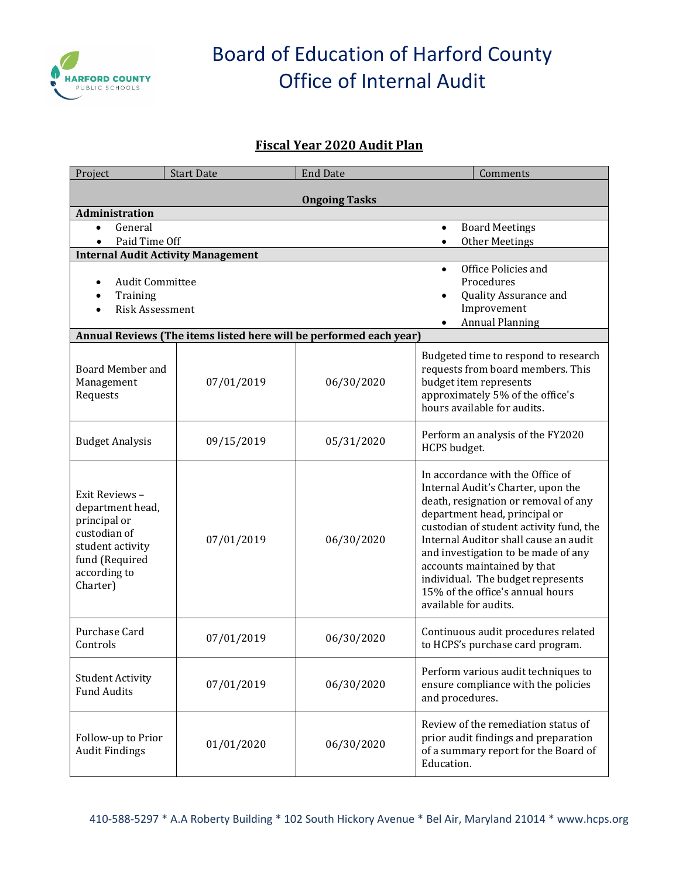# Board of Education of Harford County
# Office of Internal Audit

## Fiscal Year 2020 Audit Plan

| Project | Start Date | End Date | Comments |
|---|---|---|---|
| **Ongoing Tasks** | | | |
| **Administration** | | | |
| • General<br>• Paid Time Off | | | • Board Meetings<br>• Other Meetings |
| **Internal Audit Activity Management** | | | |
| • Audit Committee<br>• Training<br>• Risk Assessment | | | • Office Policies and Procedures<br>• Quality Assurance and Improvement<br>• Annual Planning |
| **Annual Reviews (The items listed here will be performed each year)** | | | |
| Board Member and Management Requests | 07/01/2019 | 06/30/2020 | Budgeted time to respond to research requests from board members. This budget item represents approximately 5% of the office's hours available for audits. |
| Budget Analysis | 09/15/2019 | 05/31/2020 | Perform an analysis of the FY2020 HCPS budget. |
| Exit Reviews – department head, principal or custodian of student activity fund (Required according to Charter) | 07/01/2019 | 06/30/2020 | In accordance with the Office of Internal Audit's Charter, upon the death, resignation or removal of any department head, principal or custodian of student activity fund, the Internal Auditor shall cause an audit and investigation to be made of any accounts maintained by that individual. The budget represents 15% of the office's annual hours available for audits. |
| Purchase Card Controls | 07/01/2019 | 06/30/2020 | Continuous audit procedures related to HCPS's purchase card program. |
| Student Activity Fund Audits | 07/01/2019 | 06/30/2020 | Perform various audit techniques to ensure compliance with the policies and procedures. |
| Follow-up to Prior Audit Findings | 01/01/2020 | 06/30/2020 | Review of the remediation status of prior audit findings and preparation of a summary report for the Board of Education. |

410-588-5297 * A.A Roberty Building * 102 South Hickory Avenue * Bel Air, Maryland 21014 * www.hcps.org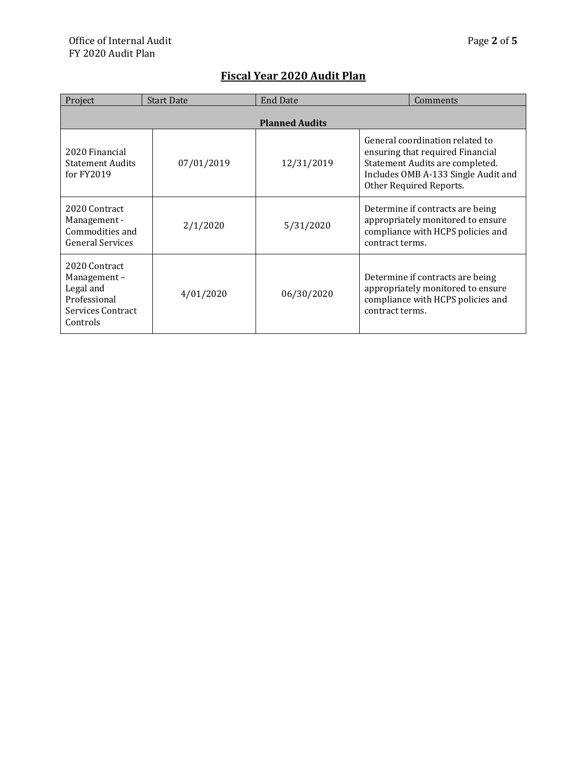## Fiscal Year 2020 Audit Plan

| Project | Start Date | End Date | Comments |
|---|---|---|---|
| **Planned Audits** | | | |
| 2020 Financial Statement Audits for FY2019 | 07/01/2019 | 12/31/2019 | General coordination related to ensuring that required Financial Statement Audits are completed. Includes OMB A-133 Single Audit and Other Required Reports. |
| 2020 Contract Management - Commodities and General Services | 2/1/2020 | 5/31/2020 | Determine if contracts are being appropriately monitored to ensure compliance with HCPS policies and contract terms. |
| 2020 Contract Management – Legal and Professional Services Contract Controls | 4/01/2020 | 06/30/2020 | Determine if contracts are being appropriately monitored to ensure compliance with HCPS policies and contract terms. |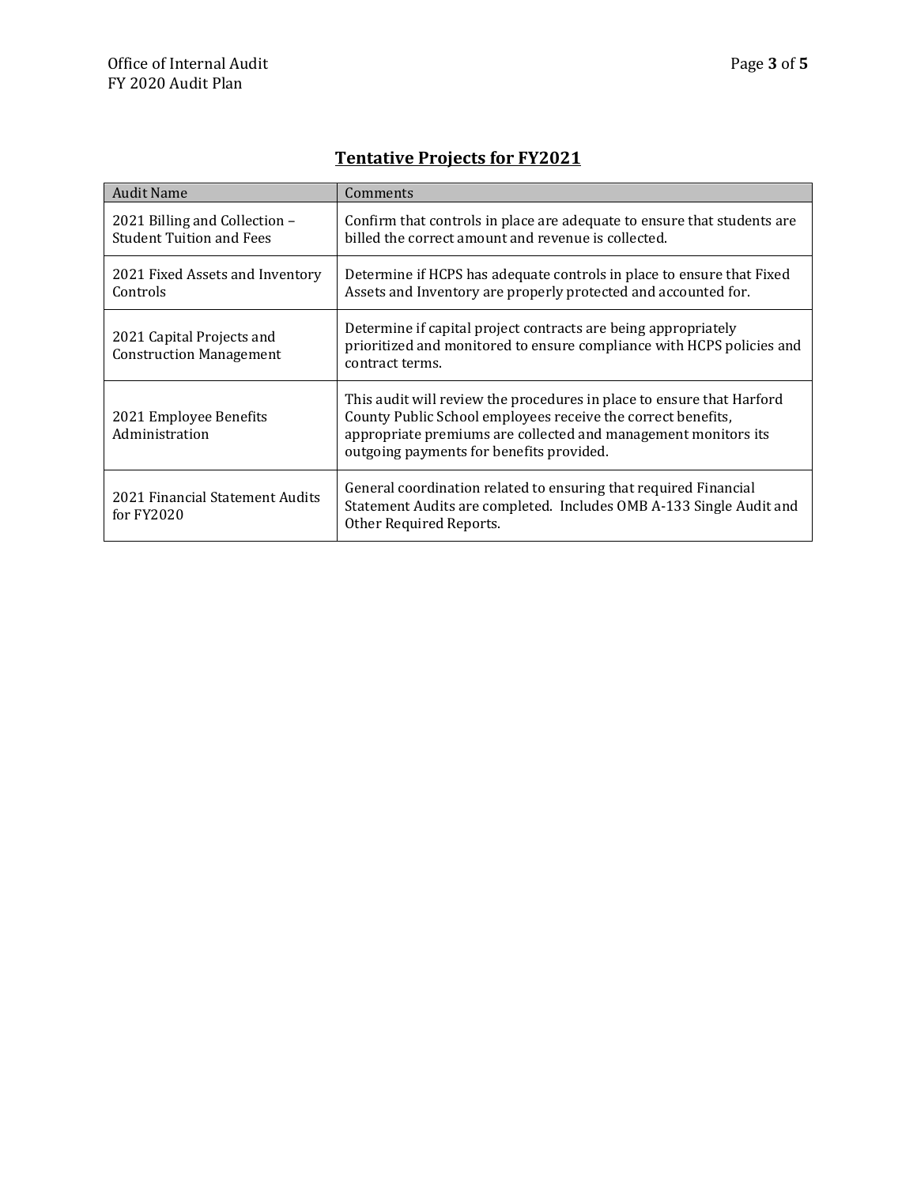## Tentative Projects for FY2021

| Audit Name | Comments |
|---|---|
| 2021 Billing and Collection – Student Tuition and Fees | Confirm that controls in place are adequate to ensure that students are billed the correct amount and revenue is collected. |
| 2021 Fixed Assets and Inventory Controls | Determine if HCPS has adequate controls in place to ensure that Fixed Assets and Inventory are properly protected and accounted for. |
| 2021 Capital Projects and Construction Management | Determine if capital project contracts are being appropriately prioritized and monitored to ensure compliance with HCPS policies and contract terms. |
| 2021 Employee Benefits Administration | This audit will review the procedures in place to ensure that Harford County Public School employees receive the correct benefits, appropriate premiums are collected and management monitors its outgoing payments for benefits provided. |
| 2021 Financial Statement Audits for FY2020 | General coordination related to ensuring that required Financial Statement Audits are completed. Includes OMB A-133 Single Audit and Other Required Reports. |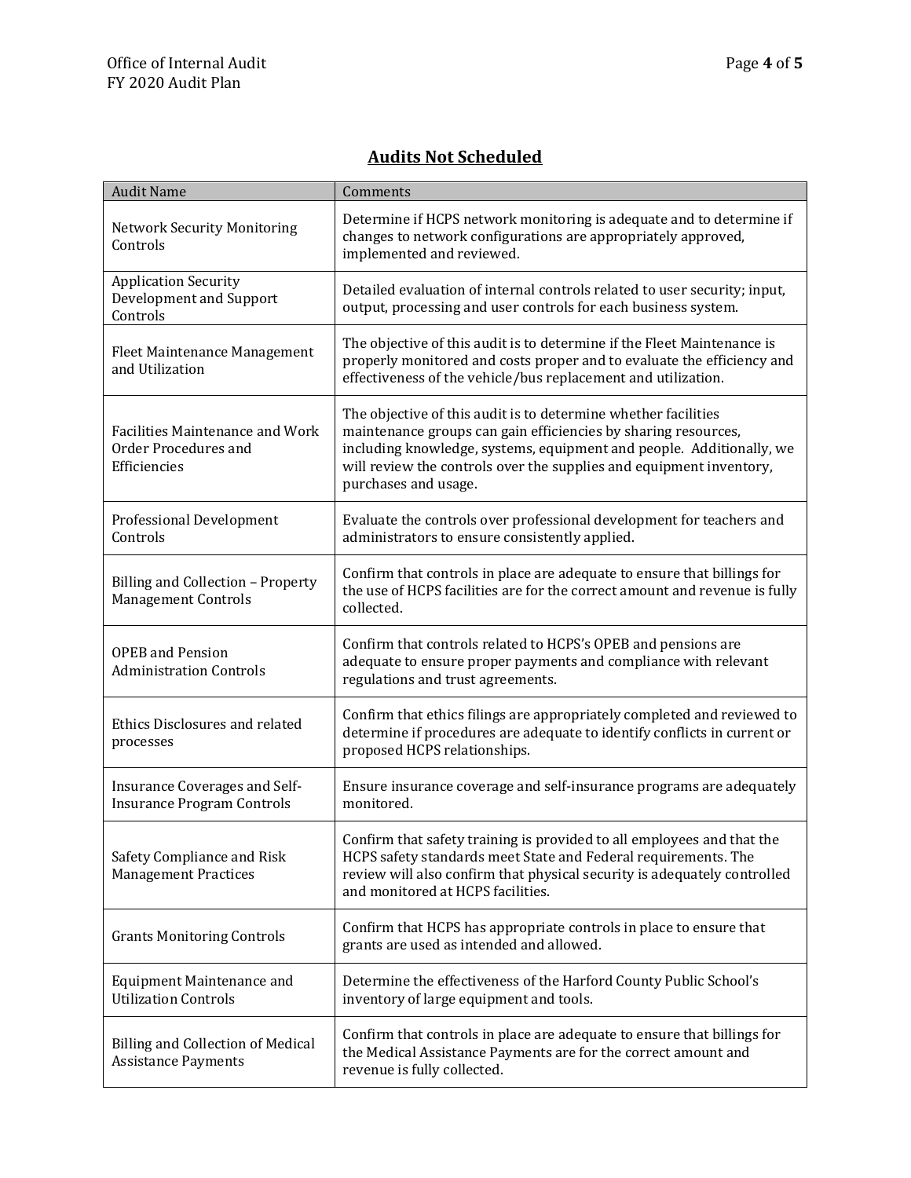## Audits Not Scheduled

| Audit Name | Comments |
|---|---|
| Network Security Monitoring Controls | Determine if HCPS network monitoring is adequate and to determine if changes to network configurations are appropriately approved, implemented and reviewed. |
| Application Security Development and Support Controls | Detailed evaluation of internal controls related to user security; input, output, processing and user controls for each business system. |
| Fleet Maintenance Management and Utilization | The objective of this audit is to determine if the Fleet Maintenance is properly monitored and costs proper and to evaluate the efficiency and effectiveness of the vehicle/bus replacement and utilization. |
| Facilities Maintenance and Work Order Procedures and Efficiencies | The objective of this audit is to determine whether facilities maintenance groups can gain efficiencies by sharing resources, including knowledge, systems, equipment and people. Additionally, we will review the controls over the supplies and equipment inventory, purchases and usage. |
| Professional Development Controls | Evaluate the controls over professional development for teachers and administrators to ensure consistently applied. |
| Billing and Collection – Property Management Controls | Confirm that controls in place are adequate to ensure that billings for the use of HCPS facilities are for the correct amount and revenue is fully collected. |
| OPEB and Pension Administration Controls | Confirm that controls related to HCPS's OPEB and pensions are adequate to ensure proper payments and compliance with relevant regulations and trust agreements. |
| Ethics Disclosures and related processes | Confirm that ethics filings are appropriately completed and reviewed to determine if procedures are adequate to identify conflicts in current or proposed HCPS relationships. |
| Insurance Coverages and Self-Insurance Program Controls | Ensure insurance coverage and self-insurance programs are adequately monitored. |
| Safety Compliance and Risk Management Practices | Confirm that safety training is provided to all employees and that the HCPS safety standards meet State and Federal requirements. The review will also confirm that physical security is adequately controlled and monitored at HCPS facilities. |
| Grants Monitoring Controls | Confirm that HCPS has appropriate controls in place to ensure that grants are used as intended and allowed. |
| Equipment Maintenance and Utilization Controls | Determine the effectiveness of the Harford County Public School's inventory of large equipment and tools. |
| Billing and Collection of Medical Assistance Payments | Confirm that controls in place are adequate to ensure that billings for the Medical Assistance Payments are for the correct amount and revenue is fully collected. |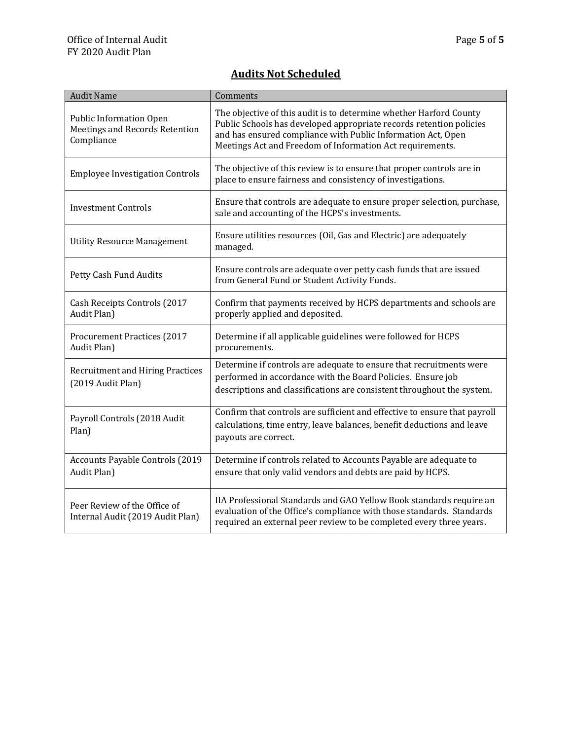## Audits Not Scheduled

| Audit Name | Comments |
|---|---|
| Public Information Open Meetings and Records Retention Compliance | The objective of this audit is to determine whether Harford County Public Schools has developed appropriate records retention policies and has ensured compliance with Public Information Act, Open Meetings Act and Freedom of Information Act requirements. |
| Employee Investigation Controls | The objective of this review is to ensure that proper controls are in place to ensure fairness and consistency of investigations. |
| Investment Controls | Ensure that controls are adequate to ensure proper selection, purchase, sale and accounting of the HCPS's investments. |
| Utility Resource Management | Ensure utilities resources (Oil, Gas and Electric) are adequately managed. |
| Petty Cash Fund Audits | Ensure controls are adequate over petty cash funds that are issued from General Fund or Student Activity Funds. |
| Cash Receipts Controls (2017 Audit Plan) | Confirm that payments received by HCPS departments and schools are properly applied and deposited. |
| Procurement Practices (2017 Audit Plan) | Determine if all applicable guidelines were followed for HCPS procurements. |
| Recruitment and Hiring Practices (2019 Audit Plan) | Determine if controls are adequate to ensure that recruitments were performed in accordance with the Board Policies. Ensure job descriptions and classifications are consistent throughout the system. |
| Payroll Controls (2018 Audit Plan) | Confirm that controls are sufficient and effective to ensure that payroll calculations, time entry, leave balances, benefit deductions and leave payouts are correct. |
| Accounts Payable Controls (2019 Audit Plan) | Determine if controls related to Accounts Payable are adequate to ensure that only valid vendors and debts are paid by HCPS. |
| Peer Review of the Office of Internal Audit (2019 Audit Plan) | IIA Professional Standards and GAO Yellow Book standards require an evaluation of the Office's compliance with those standards. Standards required an external peer review to be completed every three years. |